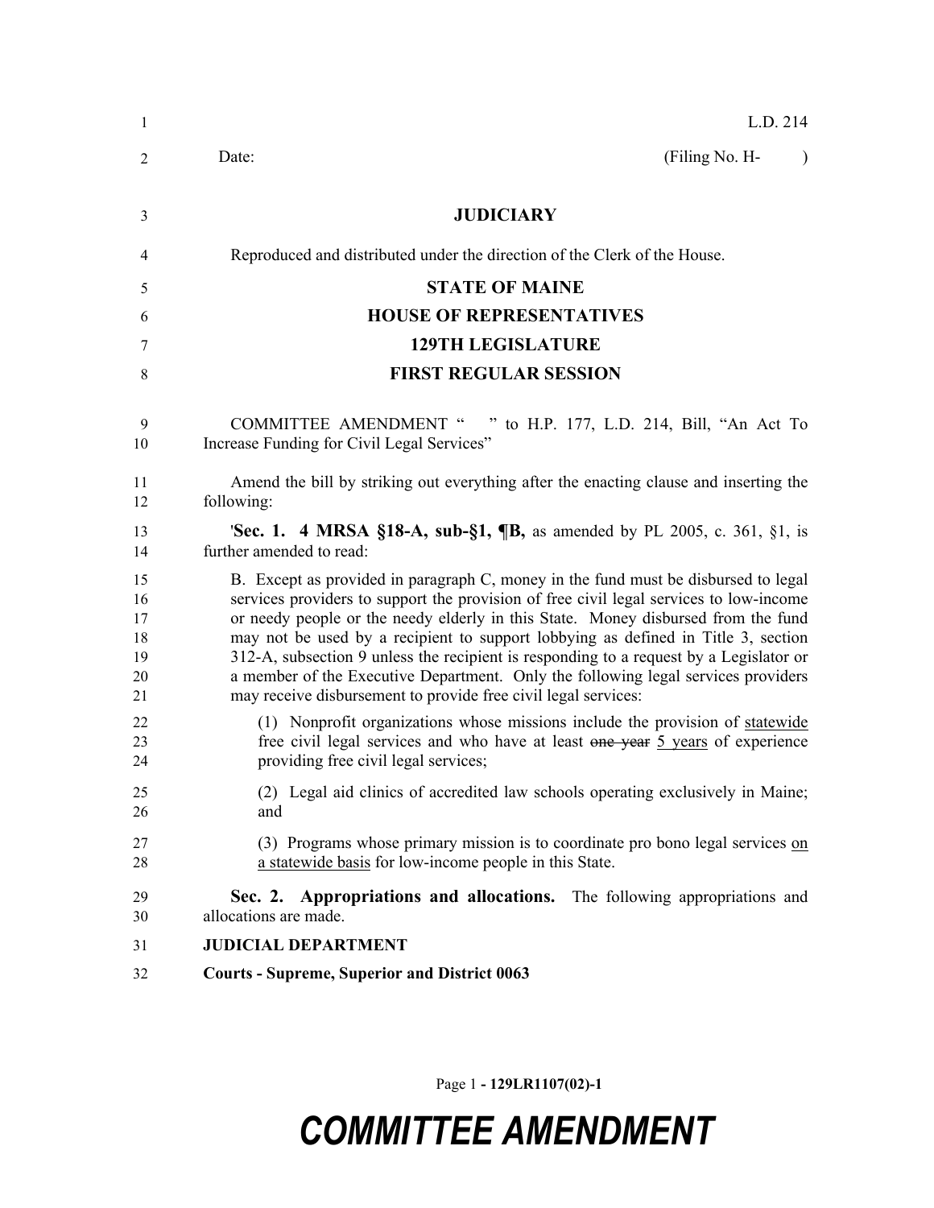L.D. 214

Date: (Filing No. H- )

**JUDICIARY**

Reproduced and distributed under the direction of the Clerk of the House.

**STATE OF MAINE**

**HOUSE OF REPRESENTATIVES**

**129TH LEGISLATURE**

**FIRST REGULAR SESSION**

COMMITTEE AMENDMENT " " to H.P. 177, L.D. 214, Bill, "An Act To Increase Funding for Civil Legal Services"

Amend the bill by striking out everything after the enacting clause and inserting the following:

'**Sec. 1. 4 MRSA §18-A, sub-§1, ¶B,** as amended by PL 2005, c. 361, §1, is further amended to read:

B. Except as provided in paragraph C, money in the fund must be disbursed to legal services providers to support the provision of free civil legal services to low-income or needy people or the needy elderly in this State. Money disbursed from the fund may not be used by a recipient to support lobbying as defined in Title 3, section 312-A, subsection 9 unless the recipient is responding to a request by a Legislator or a member of the Executive Department. Only the following legal services providers may receive disbursement to provide free civil legal services:

(1) Nonprofit organizations whose missions include the provision of statewide free civil legal services and who have at least ~~one year~~ 5 years of experience providing free civil legal services;

(2) Legal aid clinics of accredited law schools operating exclusively in Maine; and

(3) Programs whose primary mission is to coordinate pro bono legal services on a statewide basis for low-income people in this State.

**Sec. 2. Appropriations and allocations.** The following appropriations and allocations are made.

**JUDICIAL DEPARTMENT**

**Courts - Supreme, Superior and District 0063**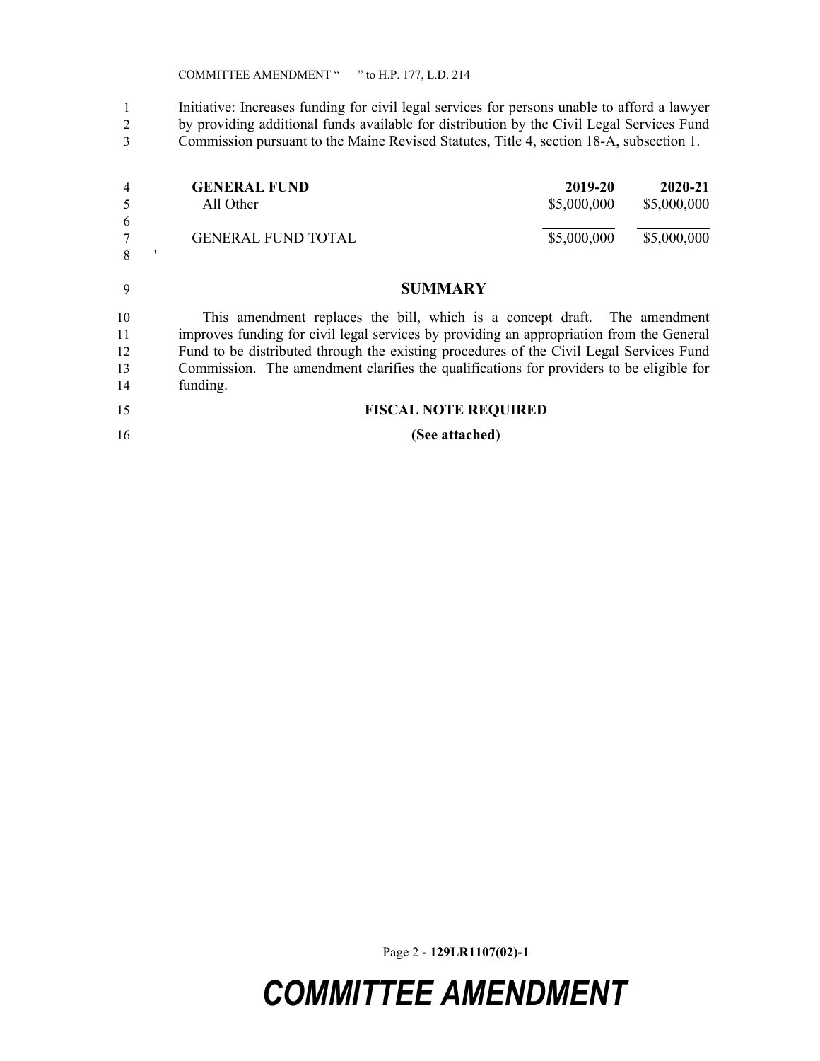Initiative: Increases funding for civil legal services for persons unable to afford a lawyer by providing additional funds available for distribution by the Civil Legal Services Fund Commission pursuant to the Maine Revised Statutes, Title 4, section 18-A, subsection 1.

| | 2019-20 | 2020-21 |
|---|---|---|
| **GENERAL FUND** | | |
| All Other | $5,000,000 | $5,000,000 |
| GENERAL FUND TOTAL | $5,000,000 | $5,000,000 |

'

## SUMMARY

This amendment replaces the bill, which is a concept draft. The amendment improves funding for civil legal services by providing an appropriation from the General Fund to be distributed through the existing procedures of the Civil Legal Services Fund Commission. The amendment clarifies the qualifications for providers to be eligible for funding.

**FISCAL NOTE REQUIRED**

**(See attached)**